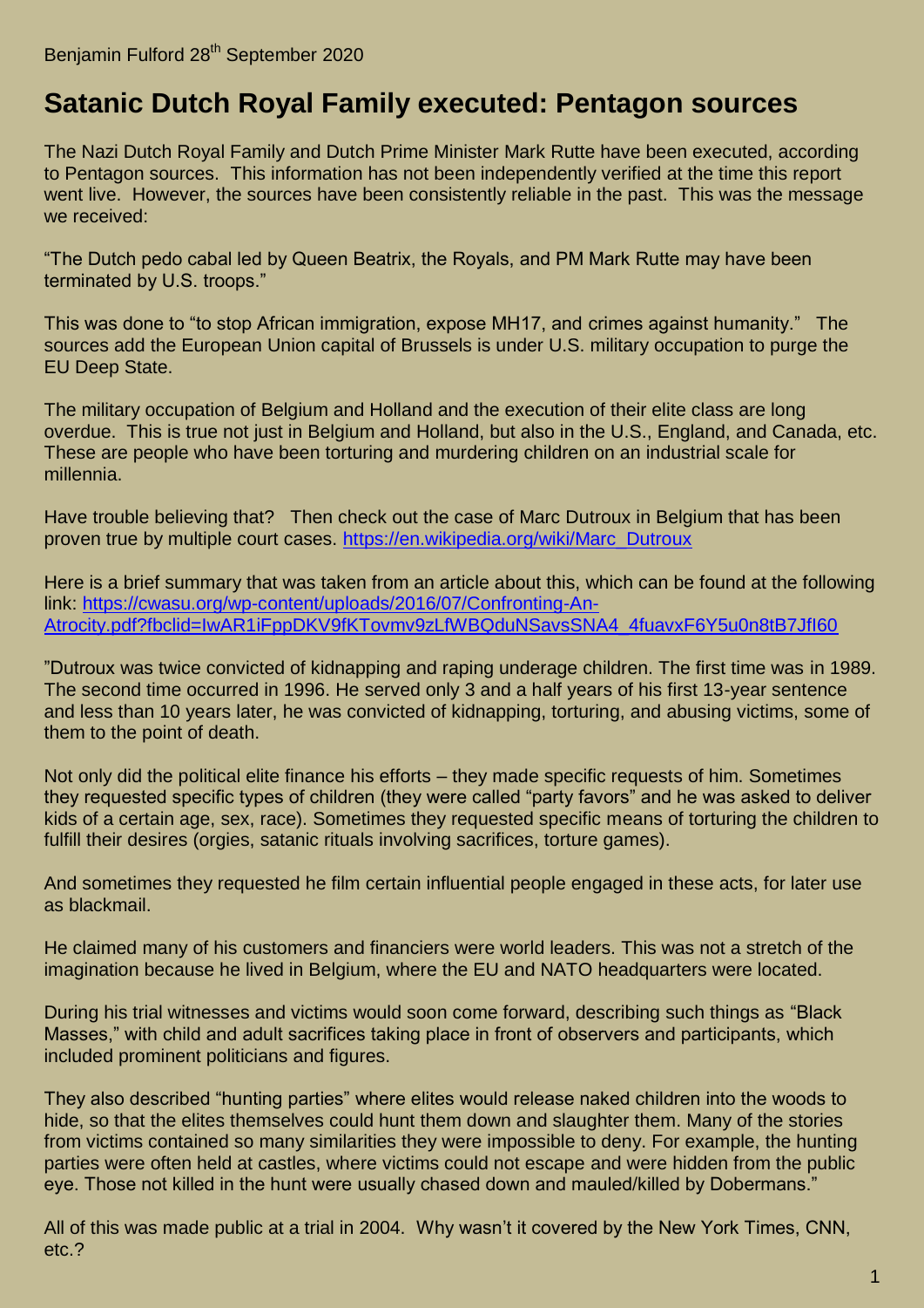Benjamin Fulford 28th September 2020

# Satanic Dutch Royal Family executed: Pentagon sources

The Nazi Dutch Royal Family and Dutch Prime Minister Mark Rutte have been executed, according to Pentagon sources. This information has not been independently verified at the time this report went live. However, the sources have been consistently reliable in the past. This was the message we received:

"The Dutch pedo cabal led by Queen Beatrix, the Royals, and PM Mark Rutte may have been terminated by U.S. troops."

This was done to "to stop African immigration, expose MH17, and crimes against humanity." The sources add the European Union capital of Brussels is under U.S. military occupation to purge the EU Deep State.

The military occupation of Belgium and Holland and the execution of their elite class are long overdue. This is true not just in Belgium and Holland, but also in the U.S., England, and Canada, etc. These are people who have been torturing and murdering children on an industrial scale for millennia.

Have trouble believing that? Then check out the case of Marc Dutroux in Belgium that has been proven true by multiple court cases. [https://en.wikipedia.org/wiki/Marc_Dutroux](https://en.wikipedia.org/wiki/Marc_Dutroux)

Here is a brief summary that was taken from an article about this, which can be found at the following link: [https://cwasu.org/wp-content/uploads/2016/07/Confronting-An-Atrocity.pdf?fbclid=IwAR1iFppDKV9fKTovmv9zLfWBQduNSavsSNA4_4fuavxF6Y5u0n8tB7JfI60](https://cwasu.org/wp-content/uploads/2016/07/Confronting-An-Atrocity.pdf?fbclid=IwAR1iFppDKV9fKTovmv9zLfWBQduNSavsSNA4_4fuavxF6Y5u0n8tB7JfI60)

"Dutroux was twice convicted of kidnapping and raping underage children. The first time was in 1989. The second time occurred in 1996. He served only 3 and a half years of his first 13-year sentence and less than 10 years later, he was convicted of kidnapping, torturing, and abusing victims, some of them to the point of death.

Not only did the political elite finance his efforts – they made specific requests of him. Sometimes they requested specific types of children (they were called "party favors" and he was asked to deliver kids of a certain age, sex, race). Sometimes they requested specific means of torturing the children to fulfill their desires (orgies, satanic rituals involving sacrifices, torture games).

And sometimes they requested he film certain influential people engaged in these acts, for later use as blackmail.

He claimed many of his customers and financiers were world leaders. This was not a stretch of the imagination because he lived in Belgium, where the EU and NATO headquarters were located.

During his trial witnesses and victims would soon come forward, describing such things as "Black Masses," with child and adult sacrifices taking place in front of observers and participants, which included prominent politicians and figures.

They also described "hunting parties" where elites would release naked children into the woods to hide, so that the elites themselves could hunt them down and slaughter them. Many of the stories from victims contained so many similarities they were impossible to deny. For example, the hunting parties were often held at castles, where victims could not escape and were hidden from the public eye. Those not killed in the hunt were usually chased down and mauled/killed by Dobermans."

All of this was made public at a trial in 2004. Why wasn't it covered by the New York Times, CNN, etc.?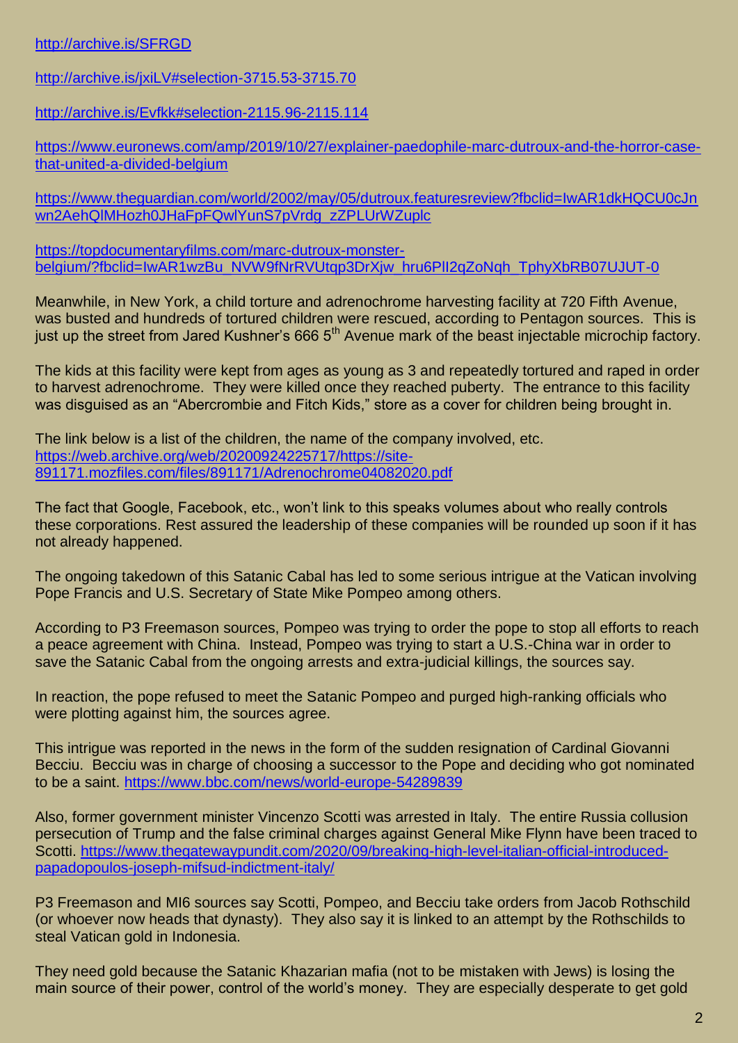http://archive.is/SFRGD

http://archive.is/jxiLV#selection-3715.53-3715.70

http://archive.is/Evfkk#selection-2115.96-2115.114

https://www.euronews.com/amp/2019/10/27/explainer-paedophile-marc-dutroux-and-the-horror-case-that-united-a-divided-belgium

https://www.theguardian.com/world/2002/may/05/dutroux.featuresreview?fbclid=IwAR1dkHQCU0cJnwn2AehQlMHozh0JHaFpFQwlYunS7pVrdg_zZPLUrWZuplc

https://topdocumentaryfilms.com/marc-dutroux-monster-belgium/?fbclid=IwAR1wzBu_NVW9fNrRVUtqp3DrXjw_hru6PlI2qZoNqh_TphyXbRB07UJUT-0

Meanwhile, in New York, a child torture and adrenochrome harvesting facility at 720 Fifth Avenue, was busted and hundreds of tortured children were rescued, according to Pentagon sources. This is just up the street from Jared Kushner's 666 5th Avenue mark of the beast injectable microchip factory.

The kids at this facility were kept from ages as young as 3 and repeatedly tortured and raped in order to harvest adrenochrome. They were killed once they reached puberty. The entrance to this facility was disguised as an "Abercrombie and Fitch Kids," store as a cover for children being brought in.

The link below is a list of the children, the name of the company involved, etc.
https://web.archive.org/web/20200924225717/https://site-891171.mozfiles.com/files/891171/Adrenochrome04082020.pdf

The fact that Google, Facebook, etc., won't link to this speaks volumes about who really controls these corporations. Rest assured the leadership of these companies will be rounded up soon if it has not already happened.

The ongoing takedown of this Satanic Cabal has led to some serious intrigue at the Vatican involving Pope Francis and U.S. Secretary of State Mike Pompeo among others.

According to P3 Freemason sources, Pompeo was trying to order the pope to stop all efforts to reach a peace agreement with China. Instead, Pompeo was trying to start a U.S.-China war in order to save the Satanic Cabal from the ongoing arrests and extra-judicial killings, the sources say.

In reaction, the pope refused to meet the Satanic Pompeo and purged high-ranking officials who were plotting against him, the sources agree.

This intrigue was reported in the news in the form of the sudden resignation of Cardinal Giovanni Becciu. Becciu was in charge of choosing a successor to the Pope and deciding who got nominated to be a saint. https://www.bbc.com/news/world-europe-54289839

Also, former government minister Vincenzo Scotti was arrested in Italy. The entire Russia collusion persecution of Trump and the false criminal charges against General Mike Flynn have been traced to Scotti. https://www.thegatewaypundit.com/2020/09/breaking-high-level-italian-official-introduced-papadopoulos-joseph-mifsud-indictment-italy/

P3 Freemason and MI6 sources say Scotti, Pompeo, and Becciu take orders from Jacob Rothschild (or whoever now heads that dynasty). They also say it is linked to an attempt by the Rothschilds to steal Vatican gold in Indonesia.

They need gold because the Satanic Khazarian mafia (not to be mistaken with Jews) is losing the main source of their power, control of the world's money. They are especially desperate to get gold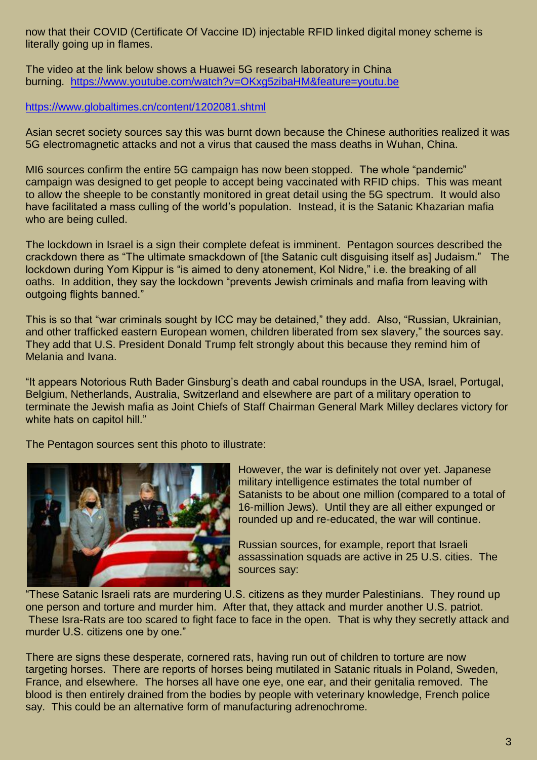now that their COVID (Certificate Of Vaccine ID) injectable RFID linked digital money scheme is literally going up in flames.

The video at the link below shows a Huawei 5G research laboratory in China burning. https://www.youtube.com/watch?v=OKxg5zibaHM&feature=youtu.be

https://www.globaltimes.cn/content/1202081.shtml

Asian secret society sources say this was burnt down because the Chinese authorities realized it was 5G electromagnetic attacks and not a virus that caused the mass deaths in Wuhan, China.

MI6 sources confirm the entire 5G campaign has now been stopped. The whole "pandemic" campaign was designed to get people to accept being vaccinated with RFID chips. This was meant to allow the sheeple to be constantly monitored in great detail using the 5G spectrum. It would also have facilitated a mass culling of the world's population. Instead, it is the Satanic Khazarian mafia who are being culled.

The lockdown in Israel is a sign their complete defeat is imminent. Pentagon sources described the crackdown there as "The ultimate smackdown of [the Satanic cult disguising itself as] Judaism." The lockdown during Yom Kippur is "is aimed to deny atonement, Kol Nidre," i.e. the breaking of all oaths. In addition, they say the lockdown "prevents Jewish criminals and mafia from leaving with outgoing flights banned."

This is so that "war criminals sought by ICC may be detained," they add. Also, "Russian, Ukrainian, and other trafficked eastern European women, children liberated from sex slavery," the sources say. They add that U.S. President Donald Trump felt strongly about this because they remind him of Melania and Ivana.

"It appears Notorious Ruth Bader Ginsburg's death and cabal roundups in the USA, Israel, Portugal, Belgium, Netherlands, Australia, Switzerland and elsewhere are part of a military operation to terminate the Jewish mafia as Joint Chiefs of Staff Chairman General Mark Milley declares victory for white hats on capitol hill."

The Pentagon sources sent this photo to illustrate:

However, the war is definitely not over yet. Japanese military intelligence estimates the total number of Satanists to be about one million (compared to a total of 16-million Jews). Until they are all either expunged or rounded up and re-educated, the war will continue.

Russian sources, for example, report that Israeli assassination squads are active in 25 U.S. cities. The sources say:

"These Satanic Israeli rats are murdering U.S. citizens as they murder Palestinians. They round up one person and torture and murder him. After that, they attack and murder another U.S. patriot. These Isra-Rats are too scared to fight face to face in the open. That is why they secretly attack and murder U.S. citizens one by one."

There are signs these desperate, cornered rats, having run out of children to torture are now targeting horses. There are reports of horses being mutilated in Satanic rituals in Poland, Sweden, France, and elsewhere. The horses all have one eye, one ear, and their genitalia removed. The blood is then entirely drained from the bodies by people with veterinary knowledge, French police say. This could be an alternative form of manufacturing adrenochrome.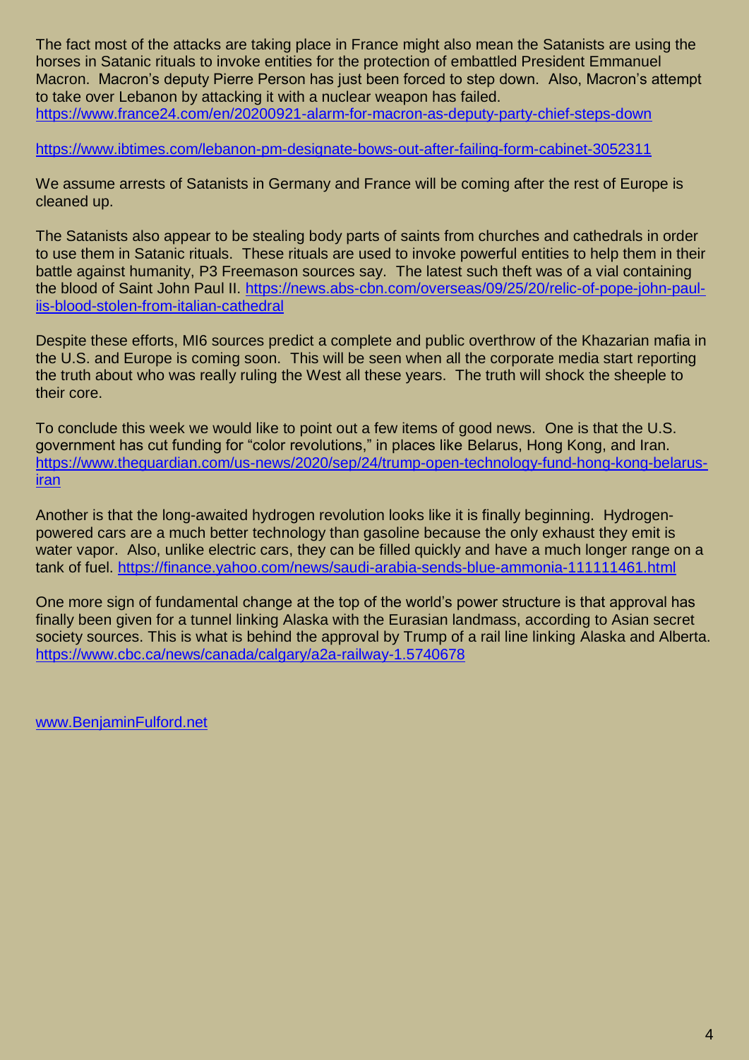The fact most of the attacks are taking place in France might also mean the Satanists are using the horses in Satanic rituals to invoke entities for the protection of embattled President Emmanuel Macron. Macron's deputy Pierre Person has just been forced to step down. Also, Macron's attempt to take over Lebanon by attacking it with a nuclear weapon has failed.
https://www.france24.com/en/20200921-alarm-for-macron-as-deputy-party-chief-steps-down

https://www.ibtimes.com/lebanon-pm-designate-bows-out-after-failing-form-cabinet-3052311

We assume arrests of Satanists in Germany and France will be coming after the rest of Europe is cleaned up.

The Satanists also appear to be stealing body parts of saints from churches and cathedrals in order to use them in Satanic rituals. These rituals are used to invoke powerful entities to help them in their battle against humanity, P3 Freemason sources say. The latest such theft was of a vial containing the blood of Saint John Paul II. https://news.abs-cbn.com/overseas/09/25/20/relic-of-pope-john-paul-iis-blood-stolen-from-italian-cathedral

Despite these efforts, MI6 sources predict a complete and public overthrow of the Khazarian mafia in the U.S. and Europe is coming soon. This will be seen when all the corporate media start reporting the truth about who was really ruling the West all these years. The truth will shock the sheeple to their core.

To conclude this week we would like to point out a few items of good news. One is that the U.S. government has cut funding for "color revolutions," in places like Belarus, Hong Kong, and Iran. https://www.theguardian.com/us-news/2020/sep/24/trump-open-technology-fund-hong-kong-belarus-iran

Another is that the long-awaited hydrogen revolution looks like it is finally beginning. Hydrogen-powered cars are a much better technology than gasoline because the only exhaust they emit is water vapor. Also, unlike electric cars, they can be filled quickly and have a much longer range on a tank of fuel. https://finance.yahoo.com/news/saudi-arabia-sends-blue-ammonia-111111461.html

One more sign of fundamental change at the top of the world's power structure is that approval has finally been given for a tunnel linking Alaska with the Eurasian landmass, according to Asian secret society sources. This is what is behind the approval by Trump of a rail line linking Alaska and Alberta. https://www.cbc.ca/news/canada/calgary/a2a-railway-1.5740678

www.BenjaminFulford.net